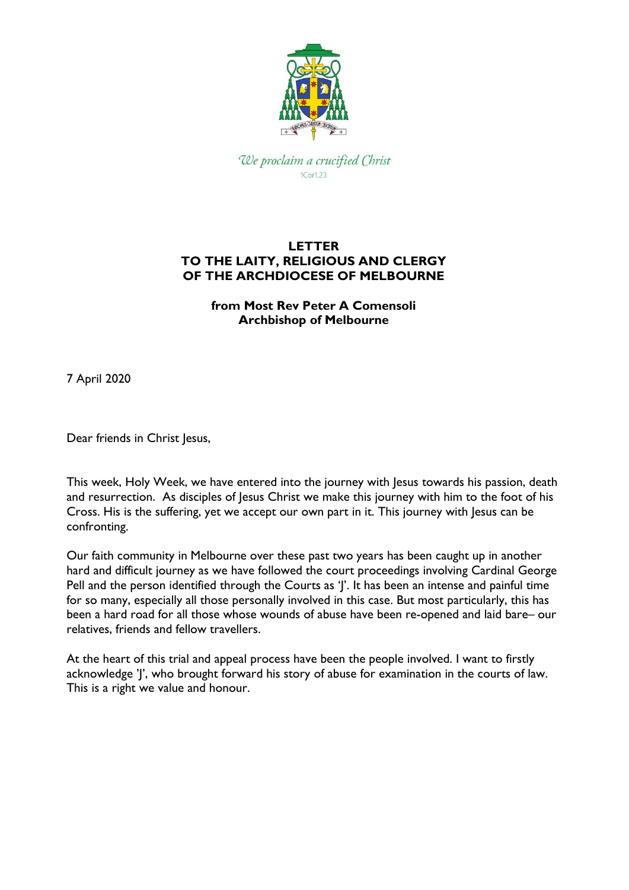*We proclaim a crucified Christ*
1Cor1.23

**LETTER**
**TO THE LAITY, RELIGIOUS AND CLERGY**
**OF THE ARCHDIOCESE OF MELBOURNE**

**from Most Rev Peter A Comensoli**
**Archbishop of Melbourne**

7 April 2020

Dear friends in Christ Jesus,

This week, Holy Week, we have entered into the journey with Jesus towards his passion, death and resurrection. As disciples of Jesus Christ we make this journey with him to the foot of his Cross. His is the suffering, yet we accept our own part in it. This journey with Jesus can be confronting.

Our faith community in Melbourne over these past two years has been caught up in another hard and difficult journey as we have followed the court proceedings involving Cardinal George Pell and the person identified through the Courts as 'J'. It has been an intense and painful time for so many, especially all those personally involved in this case. But most particularly, this has been a hard road for all those whose wounds of abuse have been re-opened and laid bare– our relatives, friends and fellow travellers.

At the heart of this trial and appeal process have been the people involved. I want to firstly acknowledge 'J', who brought forward his story of abuse for examination in the courts of law. This is a right we value and honour.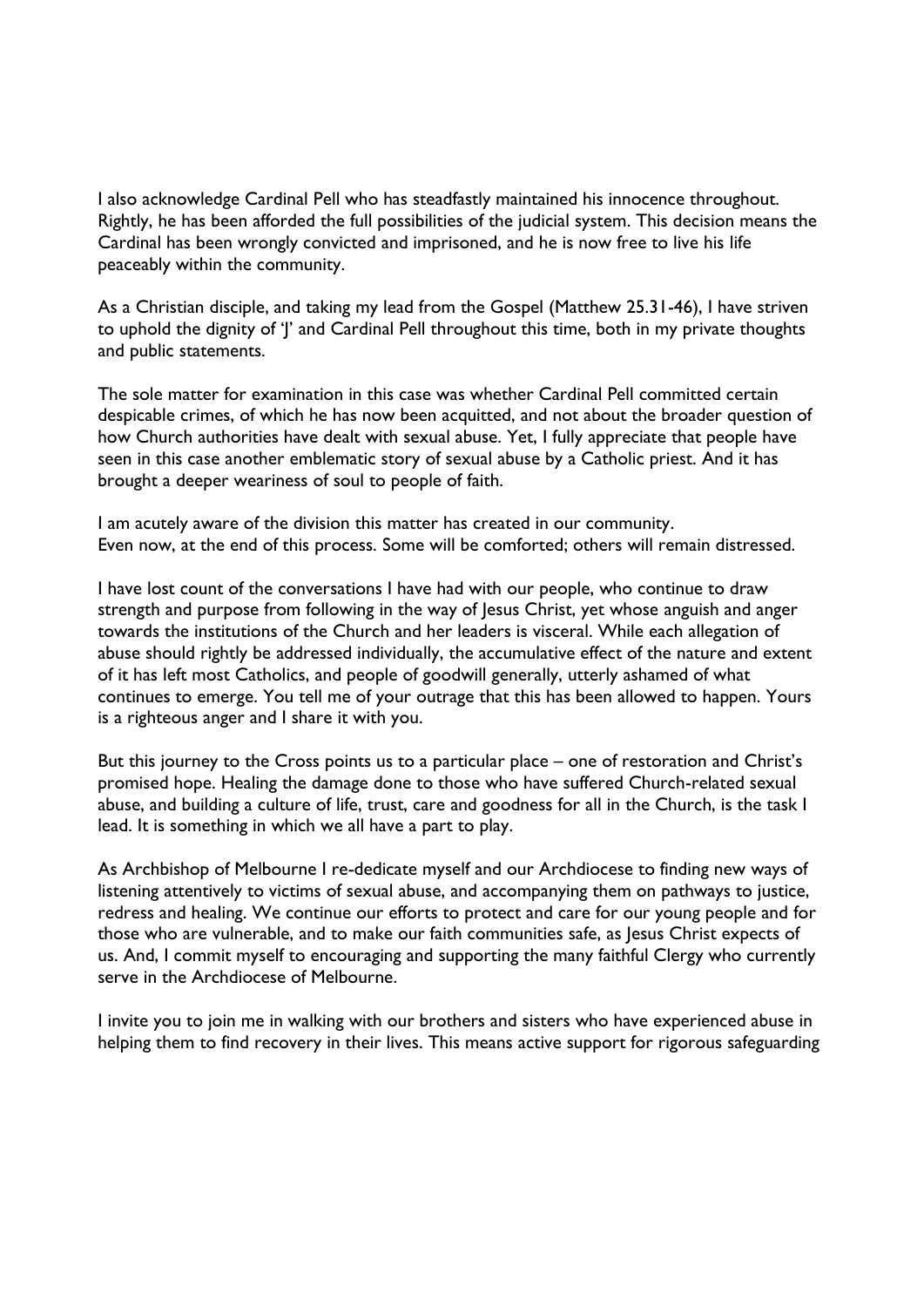I also acknowledge Cardinal Pell who has steadfastly maintained his innocence throughout. Rightly, he has been afforded the full possibilities of the judicial system. This decision means the Cardinal has been wrongly convicted and imprisoned, and he is now free to live his life peaceably within the community.

As a Christian disciple, and taking my lead from the Gospel (Matthew 25.31-46), I have striven to uphold the dignity of 'J' and Cardinal Pell throughout this time, both in my private thoughts and public statements.

The sole matter for examination in this case was whether Cardinal Pell committed certain despicable crimes, of which he has now been acquitted, and not about the broader question of how Church authorities have dealt with sexual abuse. Yet, I fully appreciate that people have seen in this case another emblematic story of sexual abuse by a Catholic priest. And it has brought a deeper weariness of soul to people of faith.

I am acutely aware of the division this matter has created in our community.
Even now, at the end of this process. Some will be comforted; others will remain distressed.

I have lost count of the conversations I have had with our people, who continue to draw strength and purpose from following in the way of Jesus Christ, yet whose anguish and anger towards the institutions of the Church and her leaders is visceral. While each allegation of abuse should rightly be addressed individually, the accumulative effect of the nature and extent of it has left most Catholics, and people of goodwill generally, utterly ashamed of what continues to emerge. You tell me of your outrage that this has been allowed to happen. Yours is a righteous anger and I share it with you.

But this journey to the Cross points us to a particular place – one of restoration and Christ's promised hope. Healing the damage done to those who have suffered Church-related sexual abuse, and building a culture of life, trust, care and goodness for all in the Church, is the task I lead. It is something in which we all have a part to play.

As Archbishop of Melbourne I re-dedicate myself and our Archdiocese to finding new ways of listening attentively to victims of sexual abuse, and accompanying them on pathways to justice, redress and healing. We continue our efforts to protect and care for our young people and for those who are vulnerable, and to make our faith communities safe, as Jesus Christ expects of us. And, I commit myself to encouraging and supporting the many faithful Clergy who currently serve in the Archdiocese of Melbourne.

I invite you to join me in walking with our brothers and sisters who have experienced abuse in helping them to find recovery in their lives. This means active support for rigorous safeguarding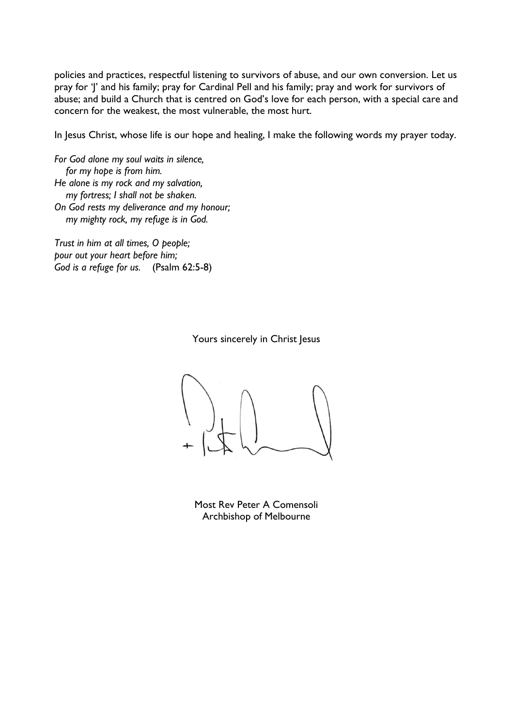policies and practices, respectful listening to survivors of abuse, and our own conversion. Let us pray for 'J' and his family; pray for Cardinal Pell and his family; pray and work for survivors of abuse; and build a Church that is centred on God's love for each person, with a special care and concern for the weakest, the most vulnerable, the most hurt.

In Jesus Christ, whose life is our hope and healing, I make the following words my prayer today.

*For God alone my soul waits in silence,*
*for my hope is from him.*
*He alone is my rock and my salvation,*
*my fortress; I shall not be shaken.*
*On God rests my deliverance and my honour;*
*my mighty rock, my refuge is in God.*

*Trust in him at all times, O people;*
*pour out your heart before him;*
*God is a refuge for us.* (Psalm 62:5-8)

Yours sincerely in Christ Jesus

Most Rev Peter A Comensoli
Archbishop of Melbourne